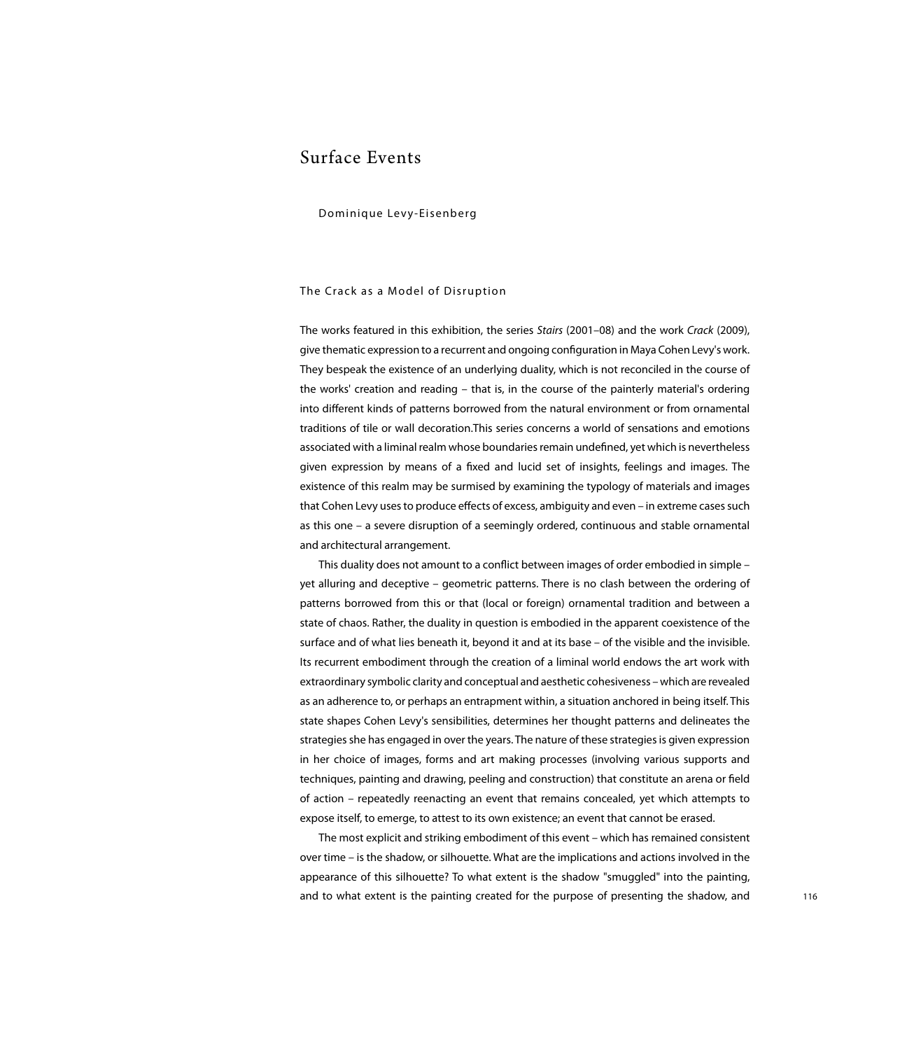# Surface Events

Dominique Levy-Eisenberg

## The Crack as a Model of Disruption

The works featured in this exhibition, the series *Stairs* (2001–08) and the work *Crack* (2009), give thematic expression to a recurrent and ongoing configuration in Maya Cohen Levy's work. They bespeak the existence of an underlying duality, which is not reconciled in the course of the works' creation and reading – that is, in the course of the painterly material's ordering into different kinds of patterns borrowed from the natural environment or from ornamental traditions of tile or wall decoration.This series concerns a world of sensations and emotions associated with a liminal realm whose boundaries remain undefined, yet which is nevertheless given expression by means of a fixed and lucid set of insights, feelings and images. The existence of this realm may be surmised by examining the typology of materials and images that Cohen Levy uses to produce effects of excess, ambiguity and even – in extreme cases such as this one – a severe disruption of a seemingly ordered, continuous and stable ornamental and architectural arrangement.

This duality does not amount to a conflict between images of order embodied in simple – yet alluring and deceptive – geometric patterns. There is no clash between the ordering of patterns borrowed from this or that (local or foreign) ornamental tradition and between a state of chaos. Rather, the duality in question is embodied in the apparent coexistence of the surface and of what lies beneath it, beyond it and at its base – of the visible and the invisible. Its recurrent embodiment through the creation of a liminal world endows the art work with extraordinary symbolic clarity and conceptual and aesthetic cohesiveness – which are revealed as an adherence to, or perhaps an entrapment within, a situation anchored in being itself. This state shapes Cohen Levy's sensibilities, determines her thought patterns and delineates the strategies she has engaged in over the years. The nature of these strategies is given expression in her choice of images, forms and art making processes (involving various supports and techniques, painting and drawing, peeling and construction) that constitute an arena or field of action – repeatedly reenacting an event that remains concealed, yet which attempts to expose itself, to emerge, to attest to its own existence; an event that cannot be erased.

The most explicit and striking embodiment of this event – which has remained consistent over time – is the shadow, or silhouette. What are the implications and actions involved in the appearance of this silhouette? To what extent is the shadow "smuggled" into the painting, and to what extent is the painting created for the purpose of presenting the shadow, and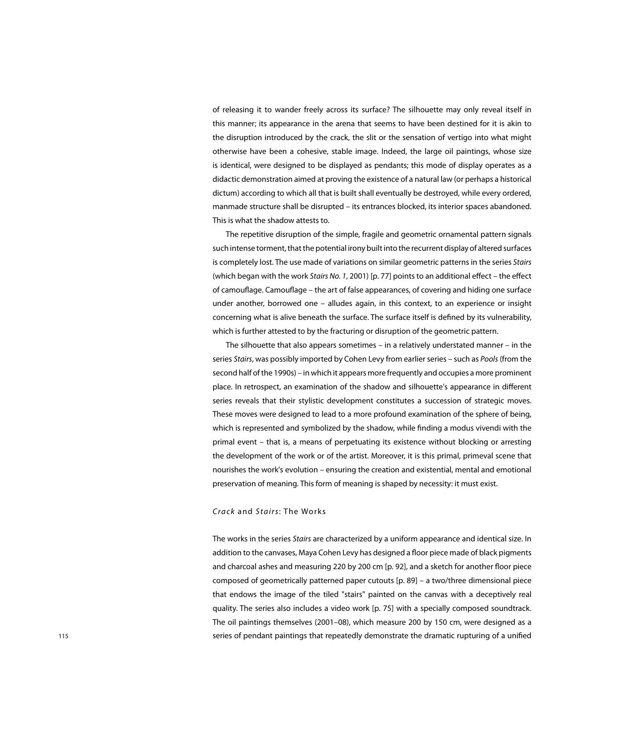of releasing it to wander freely across its surface? The silhouette may only reveal itself in this manner; its appearance in the arena that seems to have been destined for it is akin to the disruption introduced by the crack, the slit or the sensation of vertigo into what might otherwise have been a cohesive, stable image. Indeed, the large oil paintings, whose size is identical, were designed to be displayed as pendants; this mode of display operates as a didactic demonstration aimed at proving the existence of a natural law (or perhaps a historical dictum) according to which all that is built shall eventually be destroyed, while every ordered, manmade structure shall be disrupted – its entrances blocked, its interior spaces abandoned. This is what the shadow attests to.

The repetitive disruption of the simple, fragile and geometric ornamental pattern signals such intense torment, that the potential irony built into the recurrent display of altered surfaces is completely lost. The use made of variations on similar geometric patterns in the series *Stairs* (which began with the work *Stairs No. 1*, 2001) [p. 77] points to an additional effect – the effect of camouflage. Camouflage – the art of false appearances, of covering and hiding one surface under another, borrowed one – alludes again, in this context, to an experience or insight concerning what is alive beneath the surface. The surface itself is defined by its vulnerability, which is further attested to by the fracturing or disruption of the geometric pattern.

The silhouette that also appears sometimes – in a relatively understated manner – in the series *Stairs*, was possibly imported by Cohen Levy from earlier series – such as *Pools* (from the second half of the 1990s) – in which it appears more frequently and occupies a more prominent place. In retrospect, an examination of the shadow and silhouette's appearance in different series reveals that their stylistic development constitutes a succession of strategic moves. These moves were designed to lead to a more profound examination of the sphere of being, which is represented and symbolized by the shadow, while finding a modus vivendi with the primal event – that is, a means of perpetuating its existence without blocking or arresting the development of the work or of the artist. Moreover, it is this primal, primeval scene that nourishes the work's evolution – ensuring the creation and existential, mental and emotional preservation of meaning. This form of meaning is shaped by necessity: it must exist.

## *Crack* and *Stairs*: The Works

The works in the series *Stairs* are characterized by a uniform appearance and identical size. In addition to the canvases, Maya Cohen Levy has designed a floor piece made of black pigments and charcoal ashes and measuring 220 by 200 cm [p. 92], and a sketch for another floor piece composed of geometrically patterned paper cutouts [p. 89] – a two/three dimensional piece that endows the image of the tiled "stairs" painted on the canvas with a deceptively real quality. The series also includes a video work [p. 75] with a specially composed soundtrack. The oil paintings themselves (2001–08), which measure 200 by 150 cm, were designed as a series of pendant paintings that repeatedly demonstrate the dramatic rupturing of a unified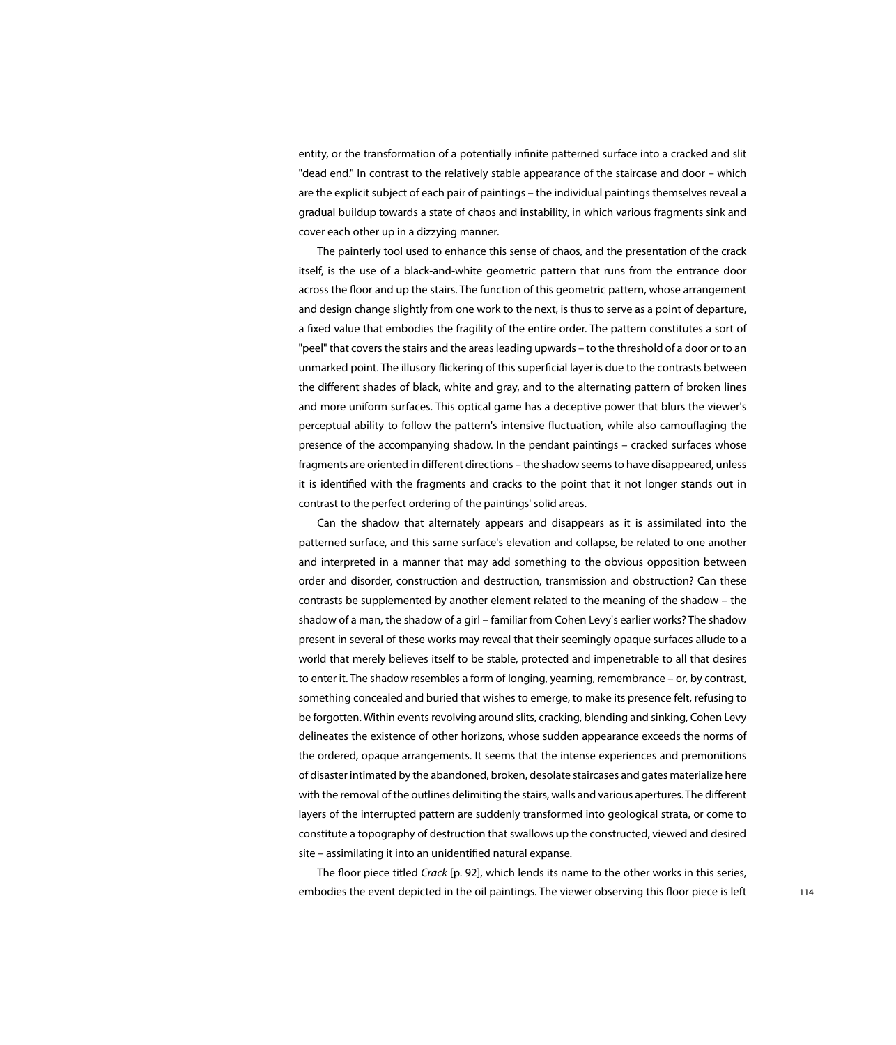entity, or the transformation of a potentially infinite patterned surface into a cracked and slit "dead end." In contrast to the relatively stable appearance of the staircase and door – which are the explicit subject of each pair of paintings – the individual paintings themselves reveal a gradual buildup towards a state of chaos and instability, in which various fragments sink and cover each other up in a dizzying manner.

The painterly tool used to enhance this sense of chaos, and the presentation of the crack itself, is the use of a black-and-white geometric pattern that runs from the entrance door across the floor and up the stairs. The function of this geometric pattern, whose arrangement and design change slightly from one work to the next, is thus to serve as a point of departure, a fixed value that embodies the fragility of the entire order. The pattern constitutes a sort of "peel" that covers the stairs and the areas leading upwards – to the threshold of a door or to an unmarked point. The illusory flickering of this superficial layer is due to the contrasts between the different shades of black, white and gray, and to the alternating pattern of broken lines and more uniform surfaces. This optical game has a deceptive power that blurs the viewer's perceptual ability to follow the pattern's intensive fluctuation, while also camouflaging the presence of the accompanying shadow. In the pendant paintings – cracked surfaces whose fragments are oriented in different directions – the shadow seems to have disappeared, unless it is identified with the fragments and cracks to the point that it not longer stands out in contrast to the perfect ordering of the paintings' solid areas.

Can the shadow that alternately appears and disappears as it is assimilated into the patterned surface, and this same surface's elevation and collapse, be related to one another and interpreted in a manner that may add something to the obvious opposition between order and disorder, construction and destruction, transmission and obstruction? Can these contrasts be supplemented by another element related to the meaning of the shadow – the shadow of a man, the shadow of a girl – familiar from Cohen Levy's earlier works? The shadow present in several of these works may reveal that their seemingly opaque surfaces allude to a world that merely believes itself to be stable, protected and impenetrable to all that desires to enter it. The shadow resembles a form of longing, yearning, remembrance – or, by contrast, something concealed and buried that wishes to emerge, to make its presence felt, refusing to be forgotten. Within events revolving around slits, cracking, blending and sinking, Cohen Levy delineates the existence of other horizons, whose sudden appearance exceeds the norms of the ordered, opaque arrangements. It seems that the intense experiences and premonitions of disaster intimated by the abandoned, broken, desolate staircases and gates materialize here with the removal of the outlines delimiting the stairs, walls and various apertures. The different layers of the interrupted pattern are suddenly transformed into geological strata, or come to constitute a topography of destruction that swallows up the constructed, viewed and desired site – assimilating it into an unidentified natural expanse.

The floor piece titled *Crack* [p. 92], which lends its name to the other works in this series, embodies the event depicted in the oil paintings. The viewer observing this floor piece is left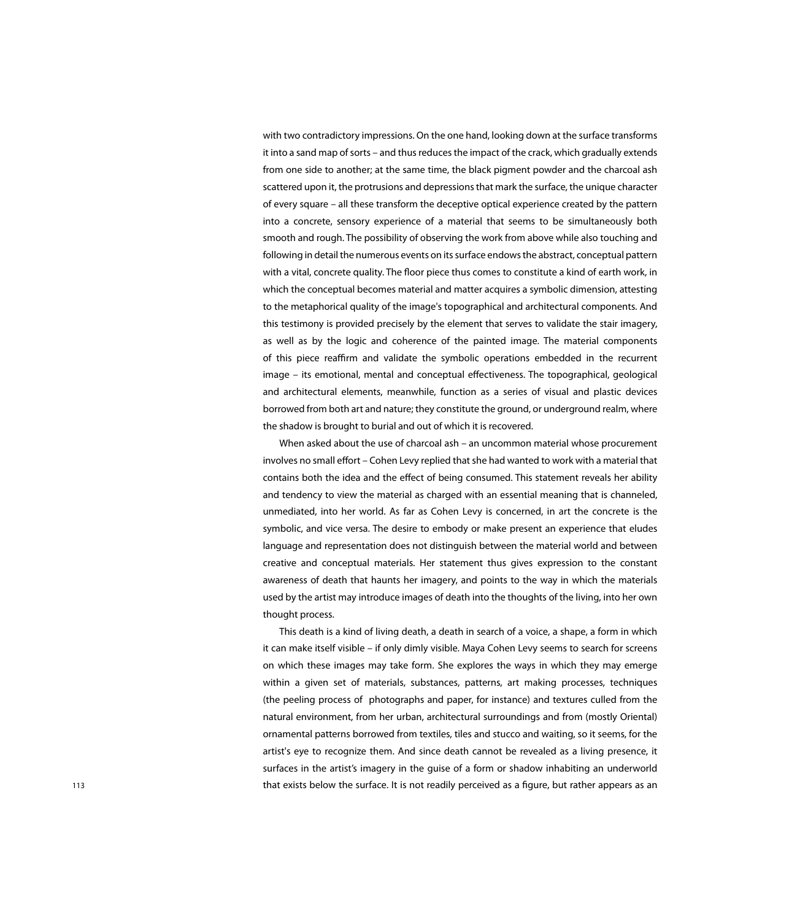with two contradictory impressions. On the one hand, looking down at the surface transforms it into a sand map of sorts – and thus reduces the impact of the crack, which gradually extends from one side to another; at the same time, the black pigment powder and the charcoal ash scattered upon it, the protrusions and depressions that mark the surface, the unique character of every square – all these transform the deceptive optical experience created by the pattern into a concrete, sensory experience of a material that seems to be simultaneously both smooth and rough. The possibility of observing the work from above while also touching and following in detail the numerous events on its surface endows the abstract, conceptual pattern with a vital, concrete quality. The floor piece thus comes to constitute a kind of earth work, in which the conceptual becomes material and matter acquires a symbolic dimension, attesting to the metaphorical quality of the image's topographical and architectural components. And this testimony is provided precisely by the element that serves to validate the stair imagery, as well as by the logic and coherence of the painted image. The material components of this piece reaffirm and validate the symbolic operations embedded in the recurrent image – its emotional, mental and conceptual effectiveness. The topographical, geological and architectural elements, meanwhile, function as a series of visual and plastic devices borrowed from both art and nature; they constitute the ground, or underground realm, where the shadow is brought to burial and out of which it is recovered.

When asked about the use of charcoal ash – an uncommon material whose procurement involves no small effort – Cohen Levy replied that she had wanted to work with a material that contains both the idea and the effect of being consumed. This statement reveals her ability and tendency to view the material as charged with an essential meaning that is channeled, unmediated, into her world. As far as Cohen Levy is concerned, in art the concrete is the symbolic, and vice versa. The desire to embody or make present an experience that eludes language and representation does not distinguish between the material world and between creative and conceptual materials. Her statement thus gives expression to the constant awareness of death that haunts her imagery, and points to the way in which the materials used by the artist may introduce images of death into the thoughts of the living, into her own thought process.

This death is a kind of living death, a death in search of a voice, a shape, a form in which it can make itself visible – if only dimly visible. Maya Cohen Levy seems to search for screens on which these images may take form. She explores the ways in which they may emerge within a given set of materials, substances, patterns, art making processes, techniques (the peeling process of photographs and paper, for instance) and textures culled from the natural environment, from her urban, architectural surroundings and from (mostly Oriental) ornamental patterns borrowed from textiles, tiles and stucco and waiting, so it seems, for the artist's eye to recognize them. And since death cannot be revealed as a living presence, it surfaces in the artist's imagery in the guise of a form or shadow inhabiting an underworld that exists below the surface. It is not readily perceived as a figure, but rather appears as an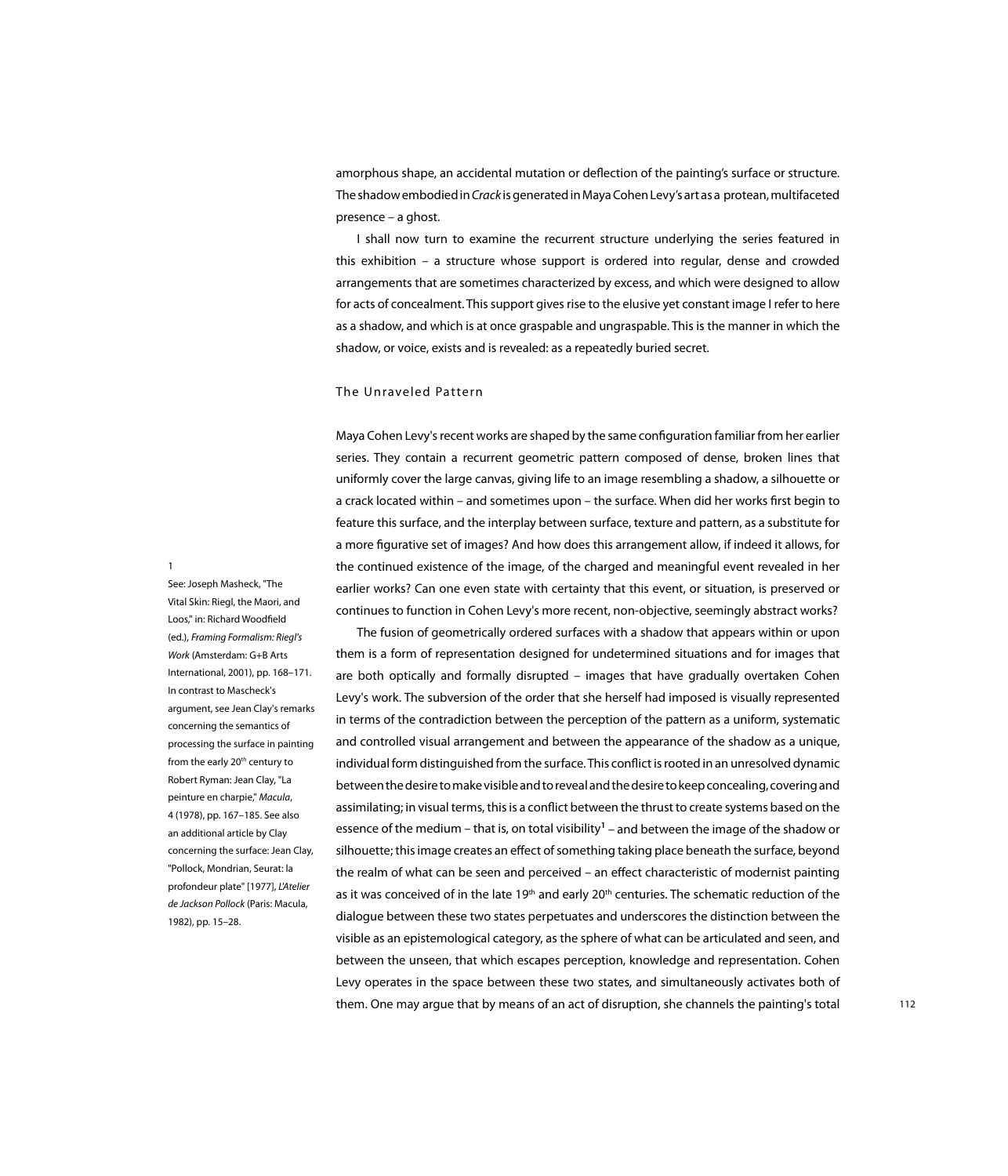amorphous shape, an accidental mutation or deflection of the painting's surface or structure. The shadow embodied in *Crack* is generated in Maya Cohen Levy's art as a protean, multifaceted presence – a ghost.

I shall now turn to examine the recurrent structure underlying the series featured in this exhibition – a structure whose support is ordered into regular, dense and crowded arrangements that are sometimes characterized by excess, and which were designed to allow for acts of concealment. This support gives rise to the elusive yet constant image I refer to here as a shadow, and which is at once graspable and ungraspable. This is the manner in which the shadow, or voice, exists and is revealed: as a repeatedly buried secret.

## The Unraveled Pattern

Maya Cohen Levy's recent works are shaped by the same configuration familiar from her earlier series. They contain a recurrent geometric pattern composed of dense, broken lines that uniformly cover the large canvas, giving life to an image resembling a shadow, a silhouette or a crack located within – and sometimes upon – the surface. When did her works first begin to feature this surface, and the interplay between surface, texture and pattern, as a substitute for a more figurative set of images? And how does this arrangement allow, if indeed it allows, for the continued existence of the image, of the charged and meaningful event revealed in her earlier works? Can one even state with certainty that this event, or situation, is preserved or continues to function in Cohen Levy's more recent, non-objective, seemingly abstract works?

The fusion of geometrically ordered surfaces with a shadow that appears within or upon them is a form of representation designed for undetermined situations and for images that are both optically and formally disrupted – images that have gradually overtaken Cohen Levy's work. The subversion of the order that she herself had imposed is visually represented in terms of the contradiction between the perception of the pattern as a uniform, systematic and controlled visual arrangement and between the appearance of the shadow as a unique, individual form distinguished from the surface. This conflict is rooted in an unresolved dynamic between the desire to make visible and to reveal and the desire to keep concealing, covering and assimilating; in visual terms, this is a conflict between the thrust to create systems based on the essence of the medium – that is, on total visibility[1] – and between the image of the shadow or silhouette; this image creates an effect of something taking place beneath the surface, beyond the realm of what can be seen and perceived – an effect characteristic of modernist painting as it was conceived of in the late 19th and early 20th centuries. The schematic reduction of the dialogue between these two states perpetuates and underscores the distinction between the visible as an epistemological category, as the sphere of what can be articulated and seen, and between the unseen, that which escapes perception, knowledge and representation. Cohen Levy operates in the space between these two states, and simultaneously activates both of them. One may argue that by means of an act of disruption, she channels the painting's total

1
See: Joseph Masheck, "The Vital Skin: Riegl, the Maori, and Loos," in: Richard Woodfield (ed.), *Framing Formalism: Riegl's Work* (Amsterdam: G+B Arts International, 2001), pp. 168–171. In contrast to Mascheck's argument, see Jean Clay's remarks concerning the semantics of processing the surface in painting from the early 20th century to Robert Ryman: Jean Clay, "La peinture en charpie," *Macula*, 4 (1978), pp. 167–185. See also an additional article by Clay concerning the surface: Jean Clay, "Pollock, Mondrian, Seurat: la profondeur plate" [1977], *L'Atelier de Jackson Pollock* (Paris: Macula, 1982), pp. 15–28.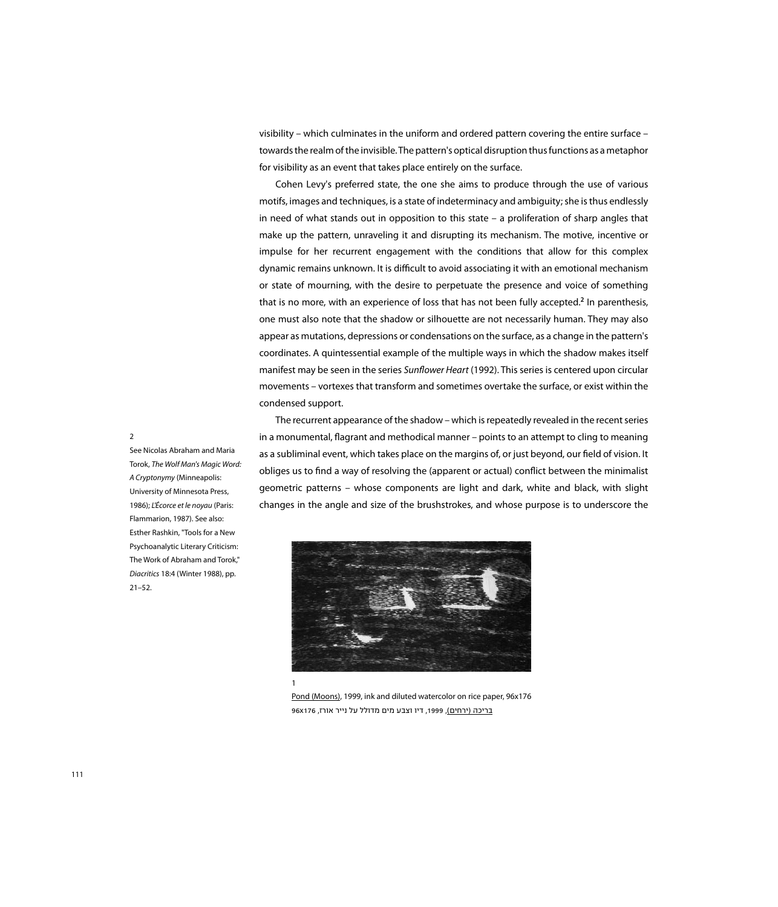visibility – which culminates in the uniform and ordered pattern covering the entire surface – towards the realm of the invisible. The pattern's optical disruption thus functions as a metaphor for visibility as an event that takes place entirely on the surface.

Cohen Levy's preferred state, the one she aims to produce through the use of various motifs, images and techniques, is a state of indeterminacy and ambiguity; she is thus endlessly in need of what stands out in opposition to this state – a proliferation of sharp angles that make up the pattern, unraveling it and disrupting its mechanism. The motive, incentive or impulse for her recurrent engagement with the conditions that allow for this complex dynamic remains unknown. It is difficult to avoid associating it with an emotional mechanism or state of mourning, with the desire to perpetuate the presence and voice of something that is no more, with an experience of loss that has not been fully accepted.[2] In parenthesis, one must also note that the shadow or silhouette are not necessarily human. They may also appear as mutations, depressions or condensations on the surface, as a change in the pattern's coordinates. A quintessential example of the multiple ways in which the shadow makes itself manifest may be seen in the series *Sunflower Heart* (1992). This series is centered upon circular movements – vortexes that transform and sometimes overtake the surface, or exist within the condensed support.

The recurrent appearance of the shadow – which is repeatedly revealed in the recent series in a monumental, flagrant and methodical manner – points to an attempt to cling to meaning as a subliminal event, which takes place on the margins of, or just beyond, our field of vision. It obliges us to find a way of resolving the (apparent or actual) conflict between the minimalist geometric patterns – whose components are light and dark, white and black, with slight changes in the angle and size of the brushstrokes, and whose purpose is to underscore the

2
See Nicolas Abraham and Maria Torok, *The Wolf Man's Magic Word: A Cryptonymy* (Minneapolis: University of Minnesota Press, 1986); *L'Écorce et le noyau* (Paris: Flammarion, 1987). See also: Esther Rashkin, "Tools for a New Psychoanalytic Literary Criticism: The Work of Abraham and Torok," *Diacritics* 18:4 (Winter 1988), pp. 21–52.

1
Pond (Moons), 1999, ink and diluted watercolor on rice paper, 96x176

בריכה (ירחים), 1999, דיו וצבע מים מדולל על נייר אורז, 96x176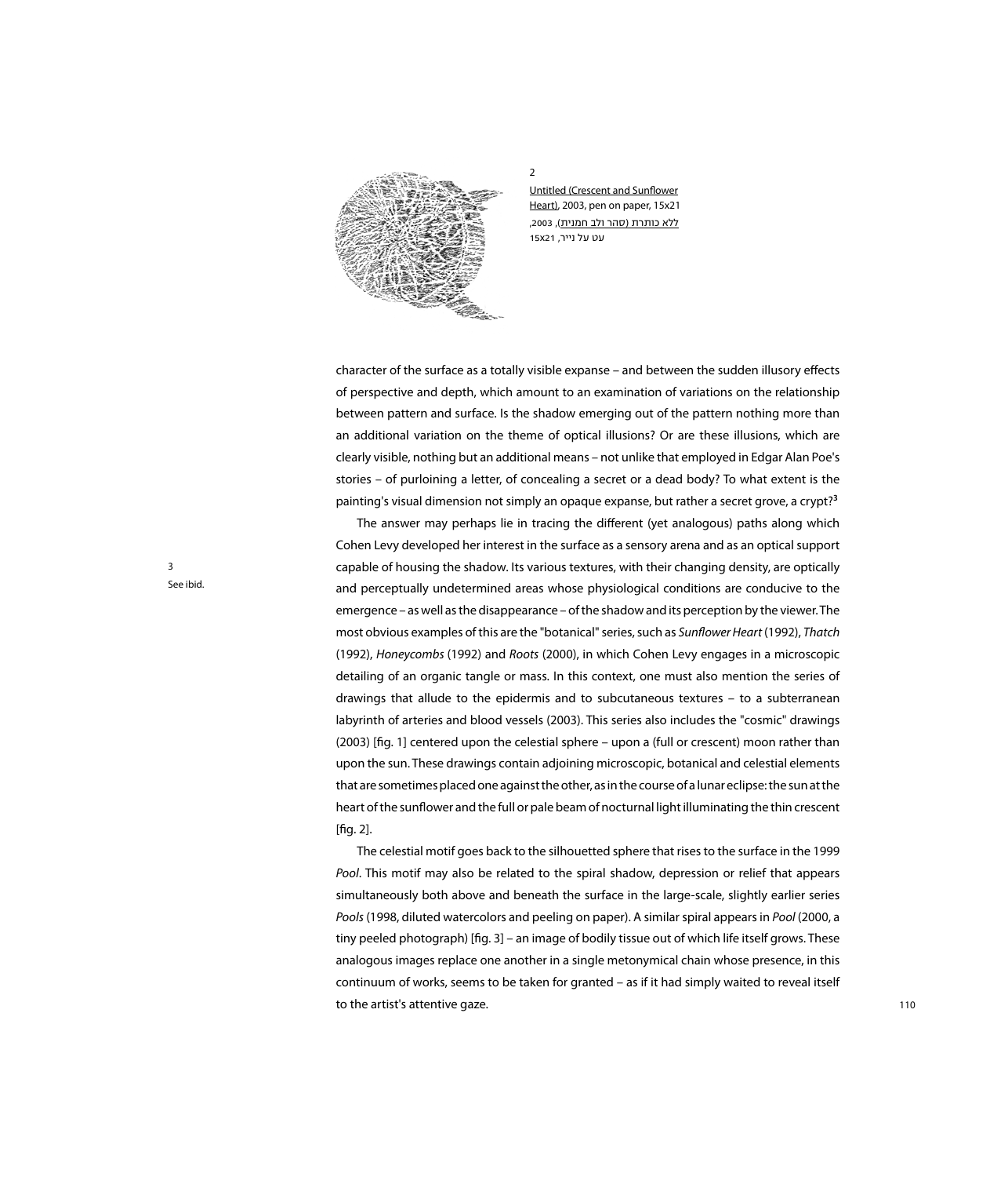2

Untitled (Crescent and Sunflower Heart), 2003, pen on paper, 15x21

ללא כותרת (סהר ולב חמנית), 2003,
עט על נייר, 15x21

character of the surface as a totally visible expanse – and between the sudden illusory effects of perspective and depth, which amount to an examination of variations on the relationship between pattern and surface. Is the shadow emerging out of the pattern nothing more than an additional variation on the theme of optical illusions? Or are these illusions, which are clearly visible, nothing but an additional means – not unlike that employed in Edgar Alan Poe's stories – of purloining a letter, of concealing a secret or a dead body? To what extent is the painting's visual dimension not simply an opaque expanse, but rather a secret grove, a crypt?[3]

The answer may perhaps lie in tracing the different (yet analogous) paths along which Cohen Levy developed her interest in the surface as a sensory arena and as an optical support capable of housing the shadow. Its various textures, with their changing density, are optically and perceptually undetermined areas whose physiological conditions are conducive to the emergence – as well as the disappearance – of the shadow and its perception by the viewer. The most obvious examples of this are the "botanical" series, such as *Sunflower Heart* (1992), *Thatch* (1992), *Honeycombs* (1992) and *Roots* (2000), in which Cohen Levy engages in a microscopic detailing of an organic tangle or mass. In this context, one must also mention the series of drawings that allude to the epidermis and to subcutaneous textures – to a subterranean labyrinth of arteries and blood vessels (2003). This series also includes the "cosmic" drawings (2003) [fig. 1] centered upon the celestial sphere – upon a (full or crescent) moon rather than upon the sun. These drawings contain adjoining microscopic, botanical and celestial elements that are sometimes placed one against the other, as in the course of a lunar eclipse: the sun at the heart of the sunflower and the full or pale beam of nocturnal light illuminating the thin crescent [fig. 2].

The celestial motif goes back to the silhouetted sphere that rises to the surface in the 1999 *Pool*. This motif may also be related to the spiral shadow, depression or relief that appears simultaneously both above and beneath the surface in the large-scale, slightly earlier series *Pools* (1998, diluted watercolors and peeling on paper). A similar spiral appears in *Pool* (2000, a tiny peeled photograph) [fig. 3] – an image of bodily tissue out of which life itself grows. These analogous images replace one another in a single metonymical chain whose presence, in this continuum of works, seems to be taken for granted – as if it had simply waited to reveal itself to the artist's attentive gaze.

3
See ibid.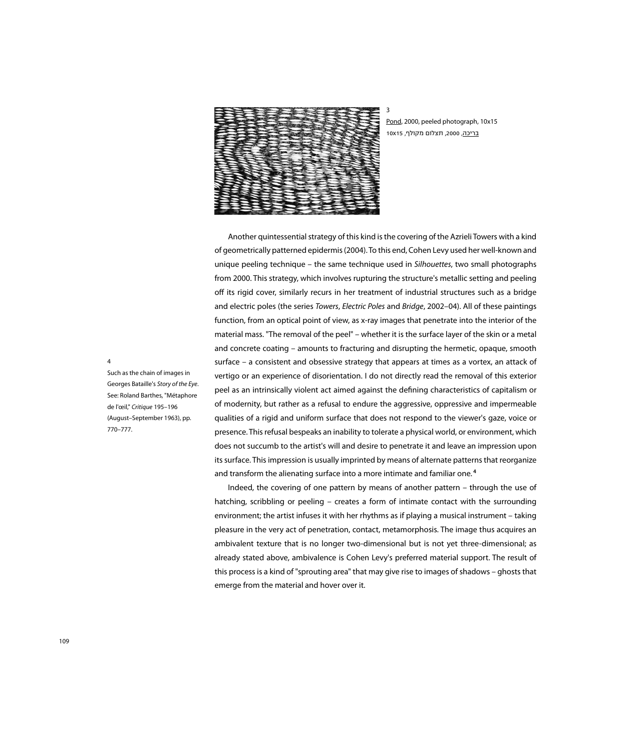3
Pond, 2000, peeled photograph, 10x15
בריכה, 2000, תצלום מקולף, 10x15

Another quintessential strategy of this kind is the covering of the Azrieli Towers with a kind of geometrically patterned epidermis (2004). To this end, Cohen Levy used her well-known and unique peeling technique – the same technique used in *Silhouettes*, two small photographs from 2000. This strategy, which involves rupturing the structure's metallic setting and peeling off its rigid cover, similarly recurs in her treatment of industrial structures such as a bridge and electric poles (the series *Towers*, *Electric Poles* and *Bridge*, 2002–04). All of these paintings function, from an optical point of view, as x-ray images that penetrate into the interior of the material mass. "The removal of the peel" – whether it is the surface layer of the skin or a metal and concrete coating – amounts to fracturing and disrupting the hermetic, opaque, smooth surface – a consistent and obsessive strategy that appears at times as a vortex, an attack of vertigo or an experience of disorientation. I do not directly read the removal of this exterior peel as an intrinsically violent act aimed against the defining characteristics of capitalism or of modernity, but rather as a refusal to endure the aggressive, oppressive and impermeable qualities of a rigid and uniform surface that does not respond to the viewer's gaze, voice or presence. This refusal bespeaks an inability to tolerate a physical world, or environment, which does not succumb to the artist's will and desire to penetrate it and leave an impression upon its surface. This impression is usually imprinted by means of alternate patterns that reorganize and transform the alienating surface into a more intimate and familiar one.[4]

Indeed, the covering of one pattern by means of another pattern – through the use of hatching, scribbling or peeling – creates a form of intimate contact with the surrounding environment; the artist infuses it with her rhythms as if playing a musical instrument – taking pleasure in the very act of penetration, contact, metamorphosis. The image thus acquires an ambivalent texture that is no longer two-dimensional but is not yet three-dimensional; as already stated above, ambivalence is Cohen Levy's preferred material support. The result of this process is a kind of "sprouting area" that may give rise to images of shadows – ghosts that emerge from the material and hover over it.

4
Such as the chain of images in Georges Bataille's *Story of the Eye*. See: Roland Barthes, "Métaphore de l'œil," *Critique* 195–196 (August–September 1963), pp. 770–777.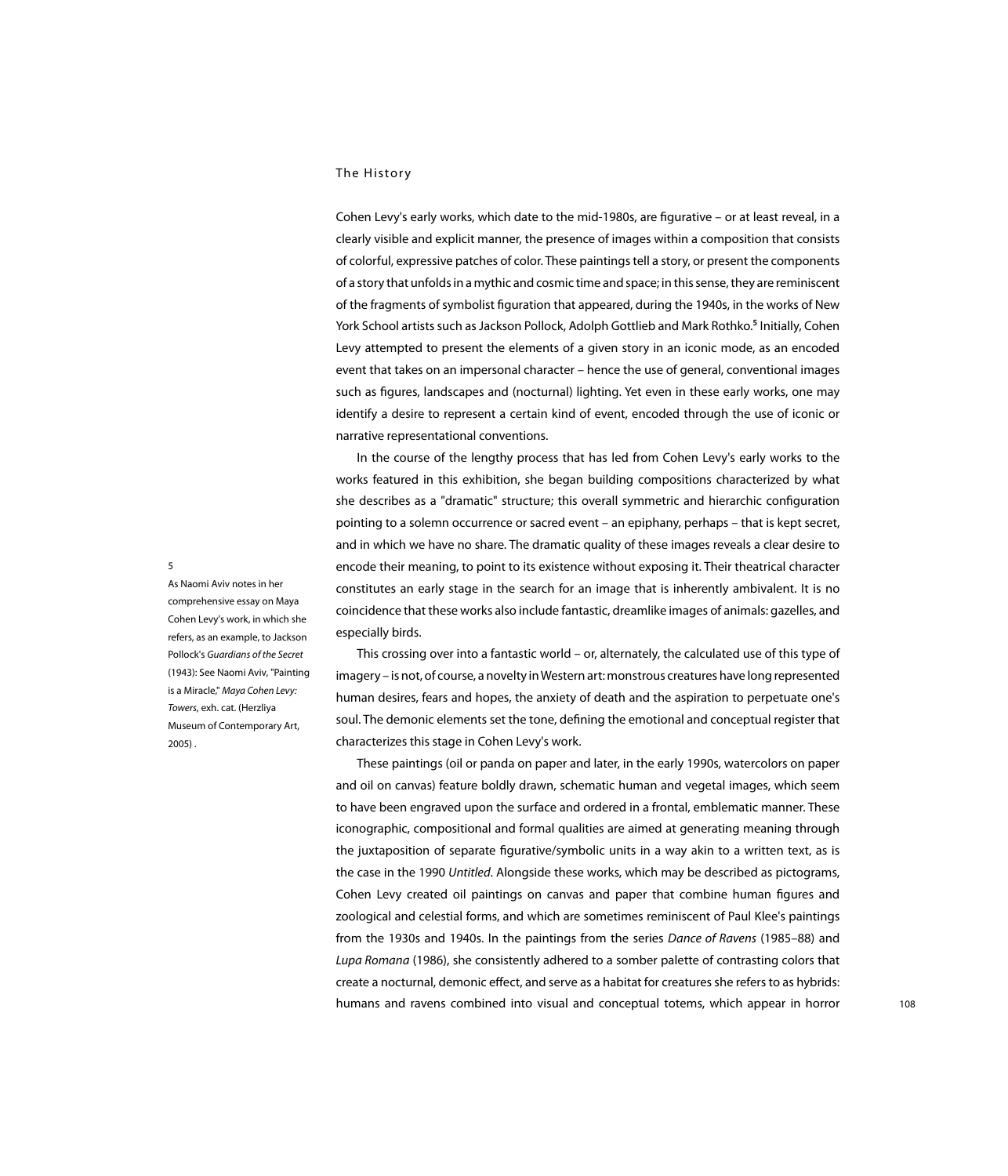## The History

Cohen Levy's early works, which date to the mid-1980s, are figurative – or at least reveal, in a clearly visible and explicit manner, the presence of images within a composition that consists of colorful, expressive patches of color. These paintings tell a story, or present the components of a story that unfolds in a mythic and cosmic time and space; in this sense, they are reminiscent of the fragments of symbolist figuration that appeared, during the 1940s, in the works of New York School artists such as Jackson Pollock, Adolph Gottlieb and Mark Rothko.[5] Initially, Cohen Levy attempted to present the elements of a given story in an iconic mode, as an encoded event that takes on an impersonal character – hence the use of general, conventional images such as figures, landscapes and (nocturnal) lighting. Yet even in these early works, one may identify a desire to represent a certain kind of event, encoded through the use of iconic or narrative representational conventions.

In the course of the lengthy process that has led from Cohen Levy's early works to the works featured in this exhibition, she began building compositions characterized by what she describes as a "dramatic" structure; this overall symmetric and hierarchic configuration pointing to a solemn occurrence or sacred event – an epiphany, perhaps – that is kept secret, and in which we have no share. The dramatic quality of these images reveals a clear desire to encode their meaning, to point to its existence without exposing it. Their theatrical character constitutes an early stage in the search for an image that is inherently ambivalent. It is no coincidence that these works also include fantastic, dreamlike images of animals: gazelles, and especially birds.

This crossing over into a fantastic world – or, alternately, the calculated use of this type of imagery – is not, of course, a novelty in Western art: monstrous creatures have long represented human desires, fears and hopes, the anxiety of death and the aspiration to perpetuate one's soul. The demonic elements set the tone, defining the emotional and conceptual register that characterizes this stage in Cohen Levy's work.

These paintings (oil or panda on paper and later, in the early 1990s, watercolors on paper and oil on canvas) feature boldly drawn, schematic human and vegetal images, which seem to have been engraved upon the surface and ordered in a frontal, emblematic manner. These iconographic, compositional and formal qualities are aimed at generating meaning through the juxtaposition of separate figurative/symbolic units in a way akin to a written text, as is the case in the 1990 *Untitled*. Alongside these works, which may be described as pictograms, Cohen Levy created oil paintings on canvas and paper that combine human figures and zoological and celestial forms, and which are sometimes reminiscent of Paul Klee's paintings from the 1930s and 1940s. In the paintings from the series *Dance of Ravens* (1985–88) and *Lupa Romana* (1986), she consistently adhered to a somber palette of contrasting colors that create a nocturnal, demonic effect, and serve as a habitat for creatures she refers to as hybrids: humans and ravens combined into visual and conceptual totems, which appear in horror

---

5
As Naomi Aviv notes in her comprehensive essay on Maya Cohen Levy's work, in which she refers, as an example, to Jackson Pollock's *Guardians of the Secret* (1943): See Naomi Aviv, "Painting is a Miracle," *Maya Cohen Levy: Towers*, exh. cat. (Herzliya Museum of Contemporary Art, 2005) .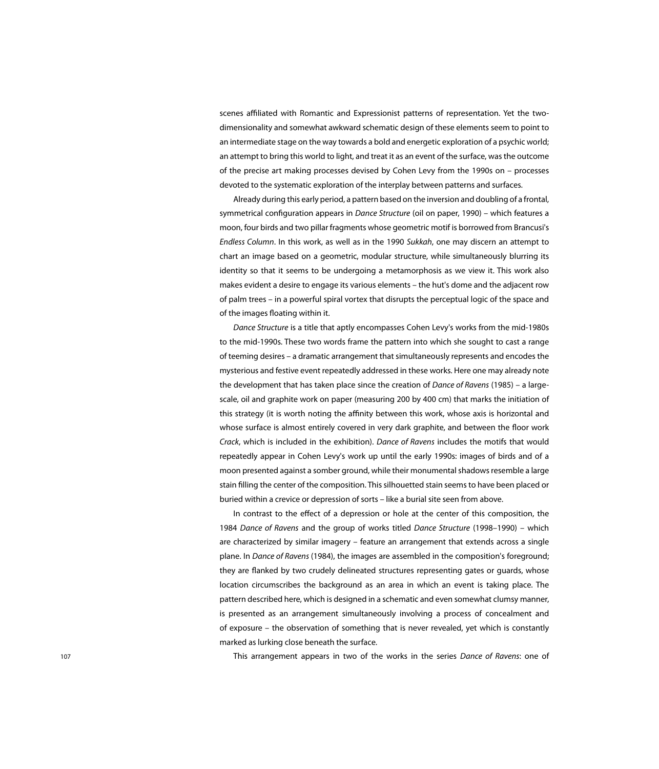scenes affiliated with Romantic and Expressionist patterns of representation. Yet the two-dimensionality and somewhat awkward schematic design of these elements seem to point to an intermediate stage on the way towards a bold and energetic exploration of a psychic world; an attempt to bring this world to light, and treat it as an event of the surface, was the outcome of the precise art making processes devised by Cohen Levy from the 1990s on – processes devoted to the systematic exploration of the interplay between patterns and surfaces.

Already during this early period, a pattern based on the inversion and doubling of a frontal, symmetrical configuration appears in *Dance Structure* (oil on paper, 1990) – which features a moon, four birds and two pillar fragments whose geometric motif is borrowed from Brancusi's *Endless Column*. In this work, as well as in the 1990 *Sukkah*, one may discern an attempt to chart an image based on a geometric, modular structure, while simultaneously blurring its identity so that it seems to be undergoing a metamorphosis as we view it. This work also makes evident a desire to engage its various elements – the hut's dome and the adjacent row of palm trees – in a powerful spiral vortex that disrupts the perceptual logic of the space and of the images floating within it.

*Dance Structure* is a title that aptly encompasses Cohen Levy's works from the mid-1980s to the mid-1990s. These two words frame the pattern into which she sought to cast a range of teeming desires – a dramatic arrangement that simultaneously represents and encodes the mysterious and festive event repeatedly addressed in these works. Here one may already note the development that has taken place since the creation of *Dance of Ravens* (1985) – a large-scale, oil and graphite work on paper (measuring 200 by 400 cm) that marks the initiation of this strategy (it is worth noting the affinity between this work, whose axis is horizontal and whose surface is almost entirely covered in very dark graphite, and between the floor work *Crack*, which is included in the exhibition). *Dance of Ravens* includes the motifs that would repeatedly appear in Cohen Levy's work up until the early 1990s: images of birds and of a moon presented against a somber ground, while their monumental shadows resemble a large stain filling the center of the composition. This silhouetted stain seems to have been placed or buried within a crevice or depression of sorts – like a burial site seen from above.

In contrast to the effect of a depression or hole at the center of this composition, the 1984 *Dance of Ravens* and the group of works titled *Dance Structure* (1998–1990) – which are characterized by similar imagery – feature an arrangement that extends across a single plane. In *Dance of Ravens* (1984), the images are assembled in the composition's foreground; they are flanked by two crudely delineated structures representing gates or guards, whose location circumscribes the background as an area in which an event is taking place. The pattern described here, which is designed in a schematic and even somewhat clumsy manner, is presented as an arrangement simultaneously involving a process of concealment and of exposure – the observation of something that is never revealed, yet which is constantly marked as lurking close beneath the surface.

This arrangement appears in two of the works in the series *Dance of Ravens*: one of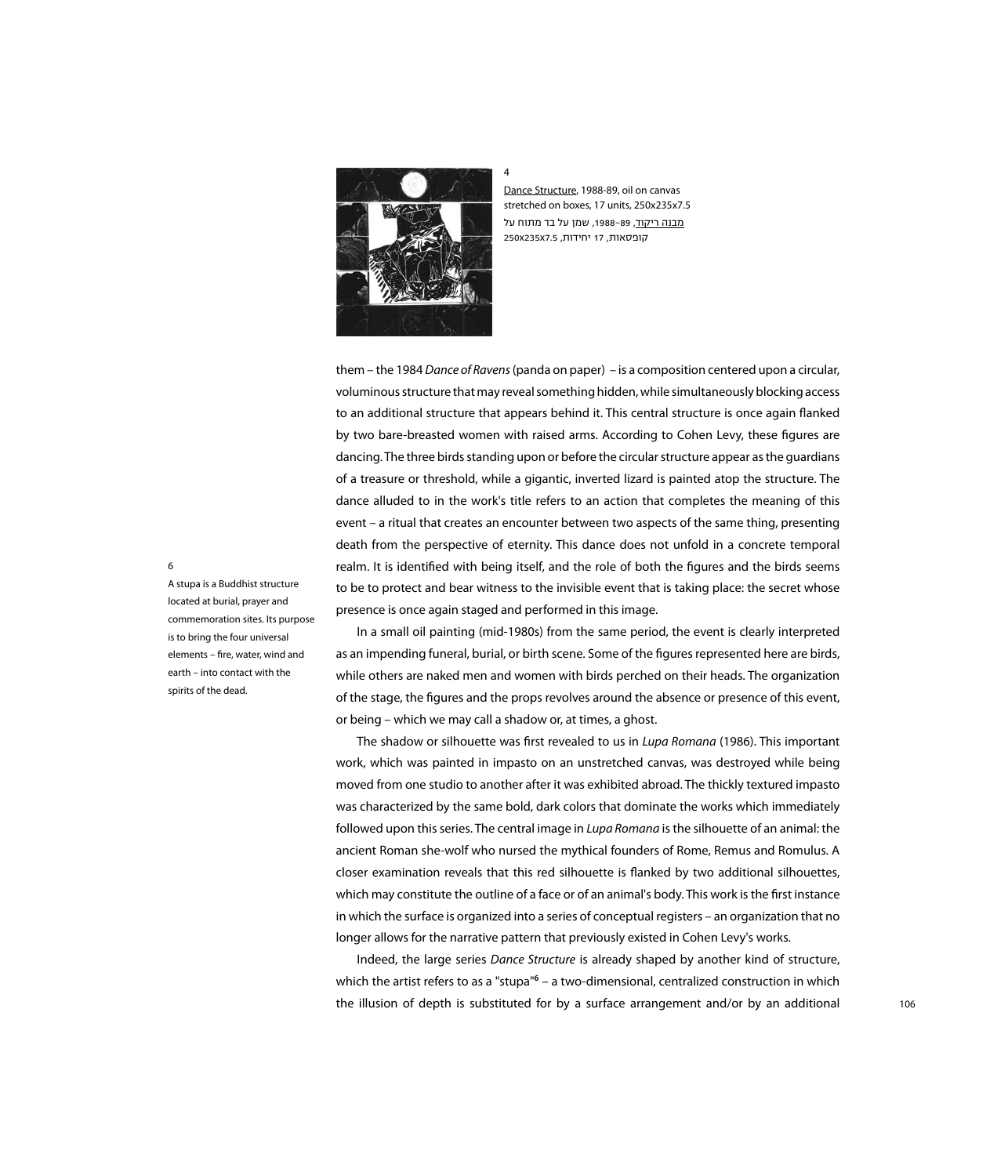4

Dance Structure, 1988-89, oil on canvas stretched on boxes, 17 units, 250x235x7.5

מבנה ריקוד, 1988–89, שמן על בד מתוח על קופסאות, 17 יחידות, 250x235x7.5

them – the 1984 *Dance of Ravens* (panda on paper) – is a composition centered upon a circular, voluminous structure that may reveal something hidden, while simultaneously blocking access to an additional structure that appears behind it. This central structure is once again flanked by two bare-breasted women with raised arms. According to Cohen Levy, these figures are dancing. The three birds standing upon or before the circular structure appear as the guardians of a treasure or threshold, while a gigantic, inverted lizard is painted atop the structure. The dance alluded to in the work's title refers to an action that completes the meaning of this event – a ritual that creates an encounter between two aspects of the same thing, presenting death from the perspective of eternity. This dance does not unfold in a concrete temporal realm. It is identified with being itself, and the role of both the figures and the birds seems to be to protect and bear witness to the invisible event that is taking place: the secret whose presence is once again staged and performed in this image.

In a small oil painting (mid-1980s) from the same period, the event is clearly interpreted as an impending funeral, burial, or birth scene. Some of the figures represented here are birds, while others are naked men and women with birds perched on their heads. The organization of the stage, the figures and the props revolves around the absence or presence of this event, or being – which we may call a shadow or, at times, a ghost.

The shadow or silhouette was first revealed to us in *Lupa Romana* (1986). This important work, which was painted in impasto on an unstretched canvas, was destroyed while being moved from one studio to another after it was exhibited abroad. The thickly textured impasto was characterized by the same bold, dark colors that dominate the works which immediately followed upon this series. The central image in *Lupa Romana* is the silhouette of an animal: the ancient Roman she-wolf who nursed the mythical founders of Rome, Remus and Romulus. A closer examination reveals that this red silhouette is flanked by two additional silhouettes, which may constitute the outline of a face or of an animal's body. This work is the first instance in which the surface is organized into a series of conceptual registers – an organization that no longer allows for the narrative pattern that previously existed in Cohen Levy's works.

Indeed, the large series *Dance Structure* is already shaped by another kind of structure, which the artist refers to as a "stupa"[6] – a two-dimensional, centralized construction in which the illusion of depth is substituted for by a surface arrangement and/or by an additional

6
A stupa is a Buddhist structure located at burial, prayer and commemoration sites. Its purpose is to bring the four universal elements – fire, water, wind and earth – into contact with the spirits of the dead.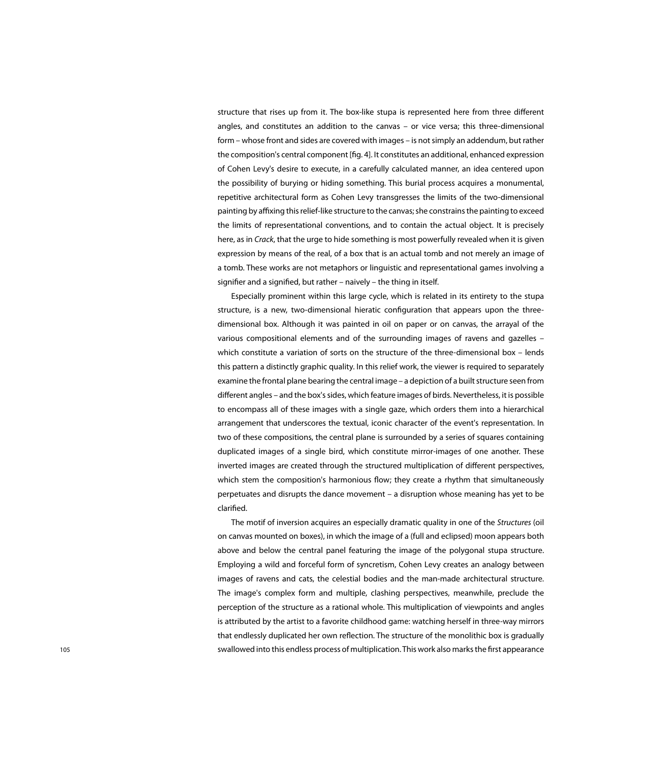structure that rises up from it. The box-like stupa is represented here from three different angles, and constitutes an addition to the canvas – or vice versa; this three-dimensional form – whose front and sides are covered with images – is not simply an addendum, but rather the composition's central component [fig. 4]. It constitutes an additional, enhanced expression of Cohen Levy's desire to execute, in a carefully calculated manner, an idea centered upon the possibility of burying or hiding something. This burial process acquires a monumental, repetitive architectural form as Cohen Levy transgresses the limits of the two-dimensional painting by affixing this relief-like structure to the canvas; she constrains the painting to exceed the limits of representational conventions, and to contain the actual object. It is precisely here, as in *Crack*, that the urge to hide something is most powerfully revealed when it is given expression by means of the real, of a box that is an actual tomb and not merely an image of a tomb. These works are not metaphors or linguistic and representational games involving a signifier and a signified, but rather – naively – the thing in itself.

Especially prominent within this large cycle, which is related in its entirety to the stupa structure, is a new, two-dimensional hieratic configuration that appears upon the three-dimensional box. Although it was painted in oil on paper or on canvas, the arrayal of the various compositional elements and of the surrounding images of ravens and gazelles – which constitute a variation of sorts on the structure of the three-dimensional box – lends this pattern a distinctly graphic quality. In this relief work, the viewer is required to separately examine the frontal plane bearing the central image – a depiction of a built structure seen from different angles – and the box's sides, which feature images of birds. Nevertheless, it is possible to encompass all of these images with a single gaze, which orders them into a hierarchical arrangement that underscores the textual, iconic character of the event's representation. In two of these compositions, the central plane is surrounded by a series of squares containing duplicated images of a single bird, which constitute mirror-images of one another. These inverted images are created through the structured multiplication of different perspectives, which stem the composition's harmonious flow; they create a rhythm that simultaneously perpetuates and disrupts the dance movement – a disruption whose meaning has yet to be clarified.

The motif of inversion acquires an especially dramatic quality in one of the *Structures* (oil on canvas mounted on boxes), in which the image of a (full and eclipsed) moon appears both above and below the central panel featuring the image of the polygonal stupa structure. Employing a wild and forceful form of syncretism, Cohen Levy creates an analogy between images of ravens and cats, the celestial bodies and the man-made architectural structure. The image's complex form and multiple, clashing perspectives, meanwhile, preclude the perception of the structure as a rational whole. This multiplication of viewpoints and angles is attributed by the artist to a favorite childhood game: watching herself in three-way mirrors that endlessly duplicated her own reflection. The structure of the monolithic box is gradually swallowed into this endless process of multiplication. This work also marks the first appearance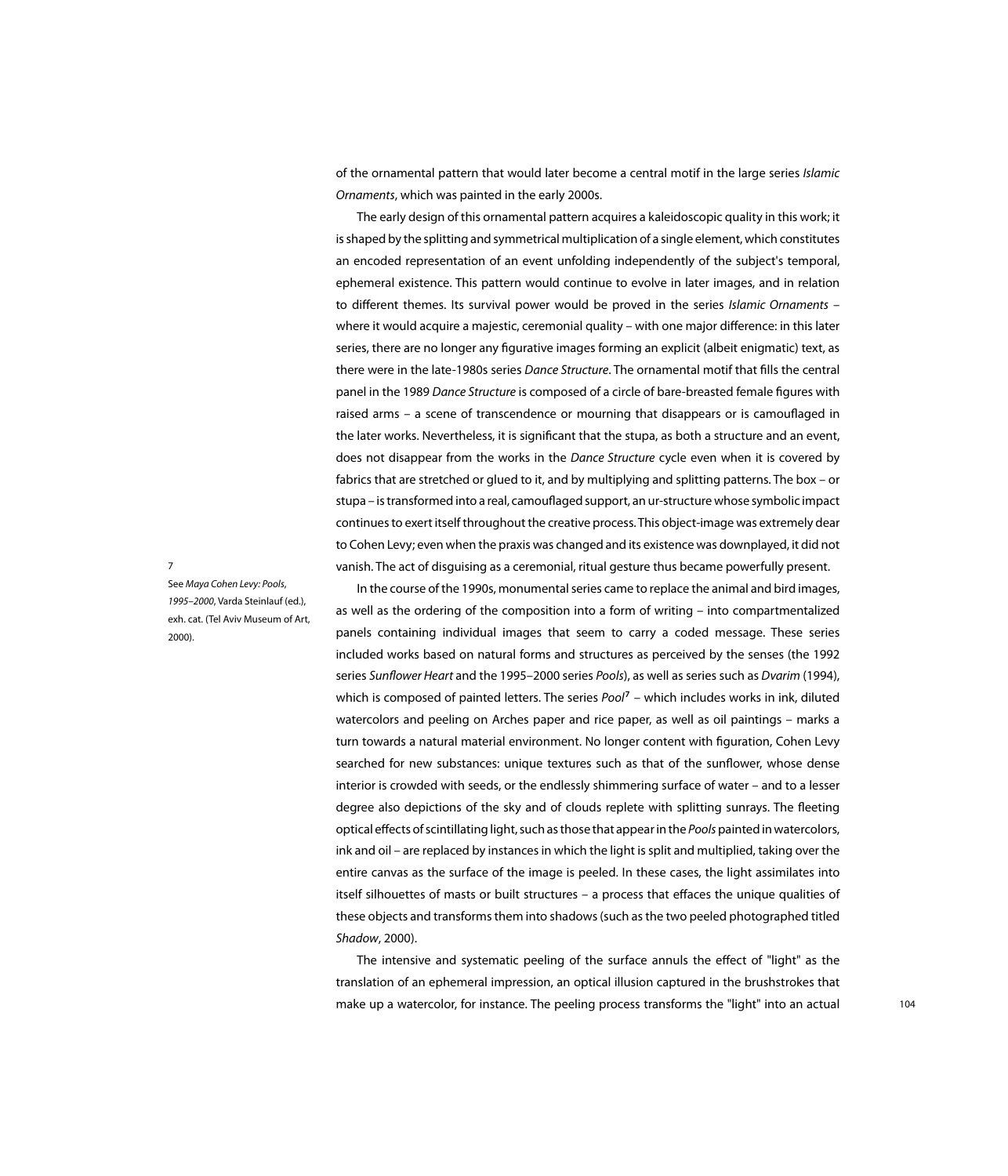of the ornamental pattern that would later become a central motif in the large series *Islamic Ornaments*, which was painted in the early 2000s.

The early design of this ornamental pattern acquires a kaleidoscopic quality in this work; it is shaped by the splitting and symmetrical multiplication of a single element, which constitutes an encoded representation of an event unfolding independently of the subject's temporal, ephemeral existence. This pattern would continue to evolve in later images, and in relation to different themes. Its survival power would be proved in the series *Islamic Ornaments* – where it would acquire a majestic, ceremonial quality – with one major difference: in this later series, there are no longer any figurative images forming an explicit (albeit enigmatic) text, as there were in the late-1980s series *Dance Structure*. The ornamental motif that fills the central panel in the 1989 *Dance Structure* is composed of a circle of bare-breasted female figures with raised arms – a scene of transcendence or mourning that disappears or is camouflaged in the later works. Nevertheless, it is significant that the stupa, as both a structure and an event, does not disappear from the works in the *Dance Structure* cycle even when it is covered by fabrics that are stretched or glued to it, and by multiplying and splitting patterns. The box – or stupa – is transformed into a real, camouflaged support, an ur-structure whose symbolic impact continues to exert itself throughout the creative process. This object-image was extremely dear to Cohen Levy; even when the praxis was changed and its existence was downplayed, it did not vanish. The act of disguising as a ceremonial, ritual gesture thus became powerfully present.

In the course of the 1990s, monumental series came to replace the animal and bird images, as well as the ordering of the composition into a form of writing – into compartmentalized panels containing individual images that seem to carry a coded message. These series included works based on natural forms and structures as perceived by the senses (the 1992 series *Sunflower Heart* and the 1995–2000 series *Pools*), as well as series such as *Dvarim* (1994), which is composed of painted letters. The series *Pool*[7] – which includes works in ink, diluted watercolors and peeling on Arches paper and rice paper, as well as oil paintings – marks a turn towards a natural material environment. No longer content with figuration, Cohen Levy searched for new substances: unique textures such as that of the sunflower, whose dense interior is crowded with seeds, or the endlessly shimmering surface of water – and to a lesser degree also depictions of the sky and of clouds replete with splitting sunrays. The fleeting optical effects of scintillating light, such as those that appear in the *Pools* painted in watercolors, ink and oil – are replaced by instances in which the light is split and multiplied, taking over the entire canvas as the surface of the image is peeled. In these cases, the light assimilates into itself silhouettes of masts or built structures – a process that effaces the unique qualities of these objects and transforms them into shadows (such as the two peeled photographed titled *Shadow*, 2000).

The intensive and systematic peeling of the surface annuls the effect of "light" as the translation of an ephemeral impression, an optical illusion captured in the brushstrokes that make up a watercolor, for instance. The peeling process transforms the "light" into an actual

7
See *Maya Cohen Levy: Pools, 1995–2000*, Varda Steinlauf (ed.), exh. cat. (Tel Aviv Museum of Art, 2000).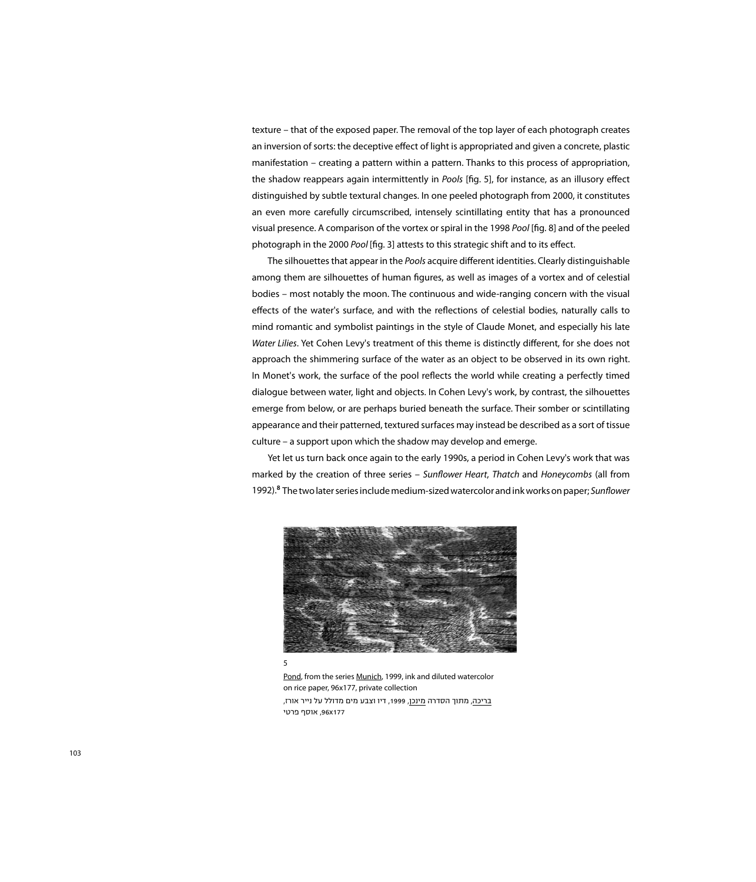texture – that of the exposed paper. The removal of the top layer of each photograph creates an inversion of sorts: the deceptive effect of light is appropriated and given a concrete, plastic manifestation – creating a pattern within a pattern. Thanks to this process of appropriation, the shadow reappears again intermittently in *Pools* [fig. 5], for instance, as an illusory effect distinguished by subtle textural changes. In one peeled photograph from 2000, it constitutes an even more carefully circumscribed, intensely scintillating entity that has a pronounced visual presence. A comparison of the vortex or spiral in the 1998 *Pool* [fig. 8] and of the peeled photograph in the 2000 *Pool* [fig. 3] attests to this strategic shift and to its effect.

The silhouettes that appear in the *Pools* acquire different identities. Clearly distinguishable among them are silhouettes of human figures, as well as images of a vortex and of celestial bodies – most notably the moon. The continuous and wide-ranging concern with the visual effects of the water's surface, and with the reflections of celestial bodies, naturally calls to mind romantic and symbolist paintings in the style of Claude Monet, and especially his late *Water Lilies*. Yet Cohen Levy's treatment of this theme is distinctly different, for she does not approach the shimmering surface of the water as an object to be observed in its own right. In Monet's work, the surface of the pool reflects the world while creating a perfectly timed dialogue between water, light and objects. In Cohen Levy's work, by contrast, the silhouettes emerge from below, or are perhaps buried beneath the surface. Their somber or scintillating appearance and their patterned, textured surfaces may instead be described as a sort of tissue culture – a support upon which the shadow may develop and emerge.

Yet let us turn back once again to the early 1990s, a period in Cohen Levy's work that was marked by the creation of three series – *Sunflower Heart*, *Thatch* and *Honeycombs* (all from 1992).[8] The two later series include medium-sized watercolor and ink works on paper; *Sunflower*

5

Pond, from the series Munich, 1999, ink and diluted watercolor on rice paper, 96x177, private collection

בריכה, מתוך הסדרה מינכן, 1999, דיו וצבע מים מדולל על נייר אורז, 96x177, אוסף פרטי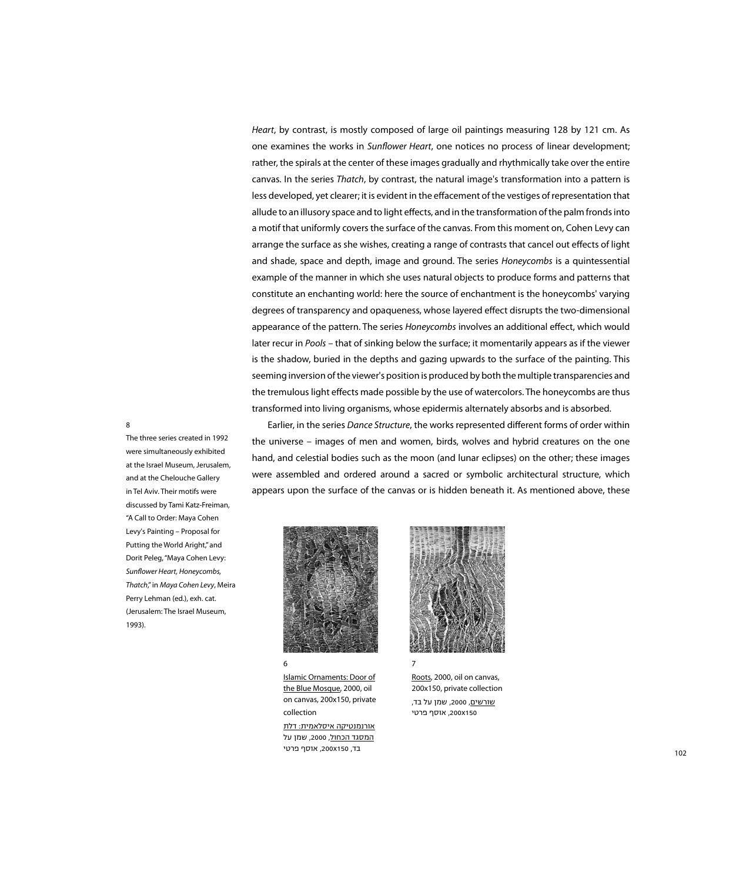*Heart*, by contrast, is mostly composed of large oil paintings measuring 128 by 121 cm. As one examines the works in *Sunflower Heart*, one notices no process of linear development; rather, the spirals at the center of these images gradually and rhythmically take over the entire canvas. In the series *Thatch*, by contrast, the natural image's transformation into a pattern is less developed, yet clearer; it is evident in the effacement of the vestiges of representation that allude to an illusory space and to light effects, and in the transformation of the palm fronds into a motif that uniformly covers the surface of the canvas. From this moment on, Cohen Levy can arrange the surface as she wishes, creating a range of contrasts that cancel out effects of light and shade, space and depth, image and ground. The series *Honeycombs* is a quintessential example of the manner in which she uses natural objects to produce forms and patterns that constitute an enchanting world: here the source of enchantment is the honeycombs' varying degrees of transparency and opaqueness, whose layered effect disrupts the two-dimensional appearance of the pattern. The series *Honeycombs* involves an additional effect, which would later recur in *Pools* – that of sinking below the surface; it momentarily appears as if the viewer is the shadow, buried in the depths and gazing upwards to the surface of the painting. This seeming inversion of the viewer's position is produced by both the multiple transparencies and the tremulous light effects made possible by the use of watercolors. The honeycombs are thus transformed into living organisms, whose epidermis alternately absorbs and is absorbed.

Earlier, in the series *Dance Structure*, the works represented different forms of order within the universe – images of men and women, birds, wolves and hybrid creatures on the one hand, and celestial bodies such as the moon (and lunar eclipses) on the other; these images were assembled and ordered around a sacred or symbolic architectural structure, which appears upon the surface of the canvas or is hidden beneath it. As mentioned above, these

8
The three series created in 1992 were simultaneously exhibited at the Israel Museum, Jerusalem, and at the Chelouche Gallery in Tel Aviv. Their motifs were discussed by Tami Katz-Freiman, "A Call to Order: Maya Cohen Levy's Painting – Proposal for Putting the World Aright," and Dorit Peleg, "Maya Cohen Levy: *Sunflower Heart, Honeycombs, Thatch*," in *Maya Cohen Levy*, Meira Perry Lehman (ed.), exh. cat. (Jerusalem: The Israel Museum, 1993).

6
Islamic Ornaments: Door of the Blue Mosque, 2000, oil on canvas, 200x150, private collection
אורנמנטיקה איסלאמית: דלת המסגד הכחול, 2000, שמן על בד, 200x150, אוסף פרטי

7
Roots, 2000, oil on canvas, 200x150, private collection
שורשים, 2000, שמן על בד, 200x150, אוסף פרטי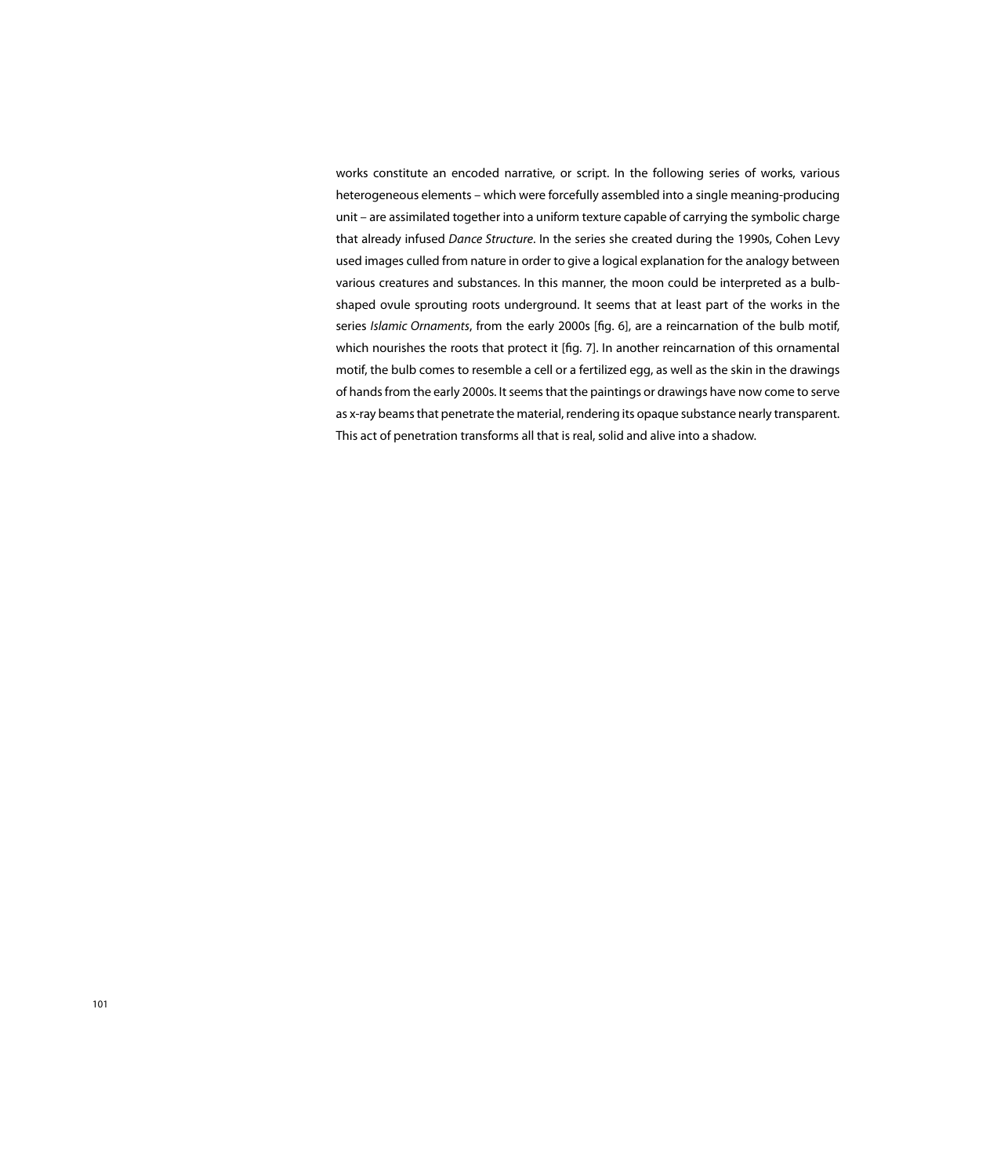works constitute an encoded narrative, or script. In the following series of works, various heterogeneous elements – which were forcefully assembled into a single meaning-producing unit – are assimilated together into a uniform texture capable of carrying the symbolic charge that already infused *Dance Structure*. In the series she created during the 1990s, Cohen Levy used images culled from nature in order to give a logical explanation for the analogy between various creatures and substances. In this manner, the moon could be interpreted as a bulb-shaped ovule sprouting roots underground. It seems that at least part of the works in the series *Islamic Ornaments*, from the early 2000s [fig. 6], are a reincarnation of the bulb motif, which nourishes the roots that protect it [fig. 7]. In another reincarnation of this ornamental motif, the bulb comes to resemble a cell or a fertilized egg, as well as the skin in the drawings of hands from the early 2000s. It seems that the paintings or drawings have now come to serve as x-ray beams that penetrate the material, rendering its opaque substance nearly transparent. This act of penetration transforms all that is real, solid and alive into a shadow.